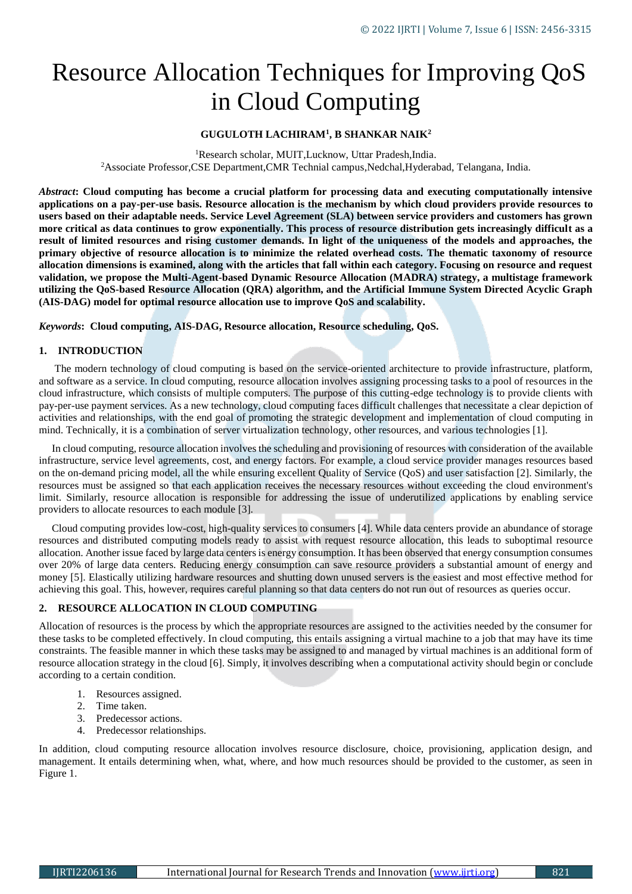# Resource Allocation Techniques for Improving QoS in Cloud Computing

**GUGULOTH LACHIRAM[1], B SHANKAR NAIK[2]**

[1]Research scholar, MUIT,Lucknow, Uttar Pradesh,India.
[2]Associate Professor,CSE Department,CMR Technial campus,Nedchal,Hyderabad, Telangana, India.

***Abstract*: Cloud computing has become a crucial platform for processing data and executing computationally intensive applications on a pay-per-use basis. Resource allocation is the mechanism by which cloud providers provide resources to users based on their adaptable needs. Service Level Agreement (SLA) between service providers and customers has grown more critical as data continues to grow exponentially. This process of resource distribution gets increasingly difficult as a result of limited resources and rising customer demands. In light of the uniqueness of the models and approaches, the primary objective of resource allocation is to minimize the related overhead costs. The thematic taxonomy of resource allocation dimensions is examined, along with the articles that fall within each category. Focusing on resource and request validation, we propose the Multi-Agent-based Dynamic Resource Allocation (MADRA) strategy, a multistage framework utilizing the QoS-based Resource Allocation (QRA) algorithm, and the Artificial Immune System Directed Acyclic Graph (AIS-DAG) model for optimal resource allocation use to improve QoS and scalability.**

***Keywords*: Cloud computing, AIS-DAG, Resource allocation, Resource scheduling, QoS.**

## 1. INTRODUCTION

The modern technology of cloud computing is based on the service-oriented architecture to provide infrastructure, platform, and software as a service. In cloud computing, resource allocation involves assigning processing tasks to a pool of resources in the cloud infrastructure, which consists of multiple computers. The purpose of this cutting-edge technology is to provide clients with pay-per-use payment services. As a new technology, cloud computing faces difficult challenges that necessitate a clear depiction of activities and relationships, with the end goal of promoting the strategic development and implementation of cloud computing in mind. Technically, it is a combination of server virtualization technology, other resources, and various technologies [1].

In cloud computing, resource allocation involves the scheduling and provisioning of resources with consideration of the available infrastructure, service level agreements, cost, and energy factors. For example, a cloud service provider manages resources based on the on-demand pricing model, all the while ensuring excellent Quality of Service (QoS) and user satisfaction [2]. Similarly, the resources must be assigned so that each application receives the necessary resources without exceeding the cloud environment's limit. Similarly, resource allocation is responsible for addressing the issue of underutilized applications by enabling service providers to allocate resources to each module [3].

Cloud computing provides low-cost, high-quality services to consumers [4]. While data centers provide an abundance of storage resources and distributed computing models ready to assist with request resource allocation, this leads to suboptimal resource allocation. Another issue faced by large data centers is energy consumption. It has been observed that energy consumption consumes over 20% of large data centers. Reducing energy consumption can save resource providers a substantial amount of energy and money [5]. Elastically utilizing hardware resources and shutting down unused servers is the easiest and most effective method for achieving this goal. This, however, requires careful planning so that data centers do not run out of resources as queries occur.

## 2. RESOURCE ALLOCATION IN CLOUD COMPUTING

Allocation of resources is the process by which the appropriate resources are assigned to the activities needed by the consumer for these tasks to be completed effectively. In cloud computing, this entails assigning a virtual machine to a job that may have its time constraints. The feasible manner in which these tasks may be assigned to and managed by virtual machines is an additional form of resource allocation strategy in the cloud [6]. Simply, it involves describing when a computational activity should begin or conclude according to a certain condition.

1. Resources assigned.
2. Time taken.
3. Predecessor actions.
4. Predecessor relationships.

In addition, cloud computing resource allocation involves resource disclosure, choice, provisioning, application design, and management. It entails determining when, what, where, and how much resources should be provided to the customer, as seen in Figure 1.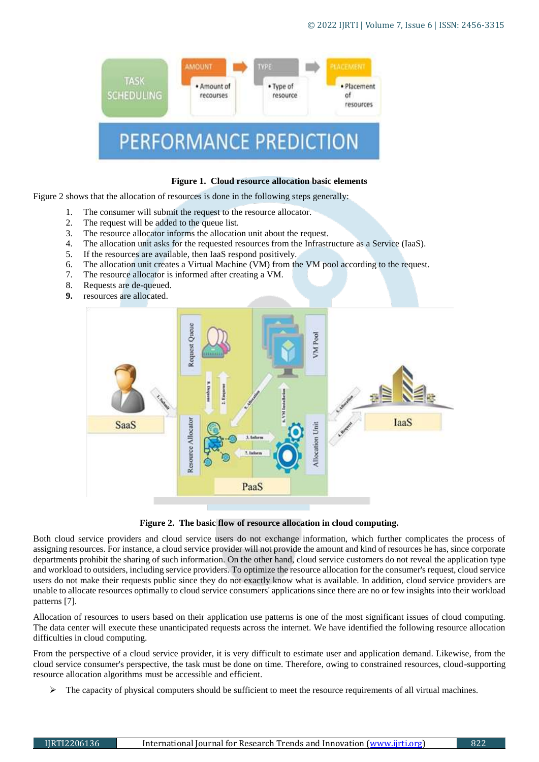**Figure 1. Cloud resource allocation basic elements**

Figure 2 shows that the allocation of resources is done in the following steps generally:

1. The consumer will submit the request to the resource allocator.
2. The request will be added to the queue list.
3. The resource allocator informs the allocation unit about the request.
4. The allocation unit asks for the requested resources from the Infrastructure as a Service (IaaS).
5. If the resources are available, then IaaS respond positively.
6. The allocation unit creates a Virtual Machine (VM) from the VM pool according to the request.
7. The resource allocator is informed after creating a VM.
8. Requests are de-queued.
9. resources are allocated.

**Figure 2. The basic flow of resource allocation in cloud computing.**

Both cloud service providers and cloud service users do not exchange information, which further complicates the process of assigning resources. For instance, a cloud service provider will not provide the amount and kind of resources he has, since corporate departments prohibit the sharing of such information. On the other hand, cloud service customers do not reveal the application type and workload to outsiders, including service providers. To optimize the resource allocation for the consumer's request, cloud service users do not make their requests public since they do not exactly know what is available. In addition, cloud service providers are unable to allocate resources optimally to cloud service consumers' applications since there are no or few insights into their workload patterns [7].

Allocation of resources to users based on their application use patterns is one of the most significant issues of cloud computing. The data center will execute these unanticipated requests across the internet. We have identified the following resource allocation difficulties in cloud computing.

From the perspective of a cloud service provider, it is very difficult to estimate user and application demand. Likewise, from the cloud service consumer's perspective, the task must be done on time. Therefore, owing to constrained resources, cloud-supporting resource allocation algorithms must be accessible and efficient.

- The capacity of physical computers should be sufficient to meet the resource requirements of all virtual machines.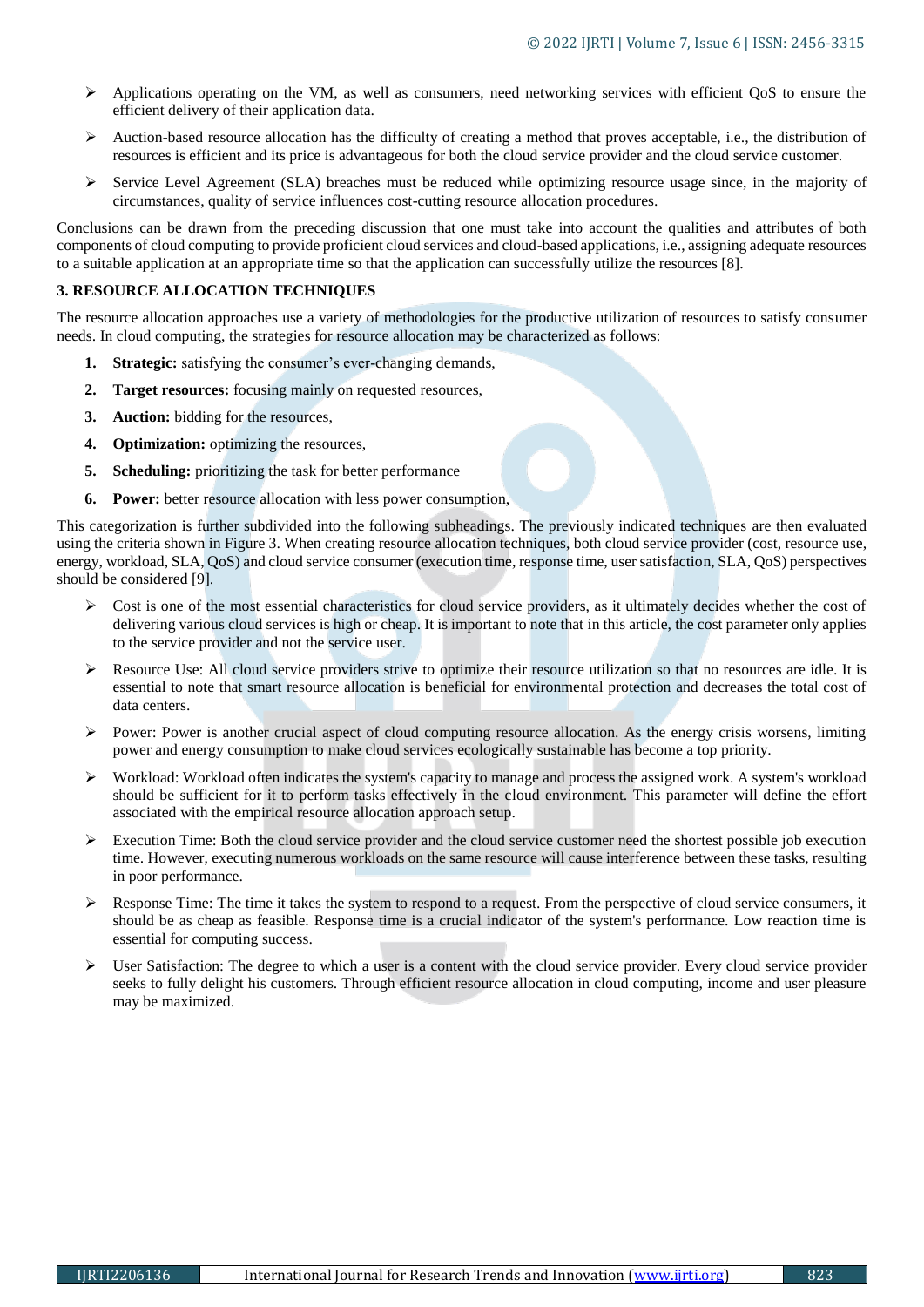- Applications operating on the VM, as well as consumers, need networking services with efficient QoS to ensure the efficient delivery of their application data.
- Auction-based resource allocation has the difficulty of creating a method that proves acceptable, i.e., the distribution of resources is efficient and its price is advantageous for both the cloud service provider and the cloud service customer.
- Service Level Agreement (SLA) breaches must be reduced while optimizing resource usage since, in the majority of circumstances, quality of service influences cost-cutting resource allocation procedures.

Conclusions can be drawn from the preceding discussion that one must take into account the qualities and attributes of both components of cloud computing to provide proficient cloud services and cloud-based applications, i.e., assigning adequate resources to a suitable application at an appropriate time so that the application can successfully utilize the resources [8].

## 3. RESOURCE ALLOCATION TECHNIQUES

The resource allocation approaches use a variety of methodologies for the productive utilization of resources to satisfy consumer needs. In cloud computing, the strategies for resource allocation may be characterized as follows:

1. **Strategic:** satisfying the consumer's ever-changing demands,
2. **Target resources:** focusing mainly on requested resources,
3. **Auction:** bidding for the resources,
4. **Optimization:** optimizing the resources,
5. **Scheduling:** prioritizing the task for better performance
6. **Power:** better resource allocation with less power consumption,

This categorization is further subdivided into the following subheadings. The previously indicated techniques are then evaluated using the criteria shown in Figure 3. When creating resource allocation techniques, both cloud service provider (cost, resource use, energy, workload, SLA, QoS) and cloud service consumer (execution time, response time, user satisfaction, SLA, QoS) perspectives should be considered [9].

- Cost is one of the most essential characteristics for cloud service providers, as it ultimately decides whether the cost of delivering various cloud services is high or cheap. It is important to note that in this article, the cost parameter only applies to the service provider and not the service user.
- Resource Use: All cloud service providers strive to optimize their resource utilization so that no resources are idle. It is essential to note that smart resource allocation is beneficial for environmental protection and decreases the total cost of data centers.
- Power: Power is another crucial aspect of cloud computing resource allocation. As the energy crisis worsens, limiting power and energy consumption to make cloud services ecologically sustainable has become a top priority.
- Workload: Workload often indicates the system's capacity to manage and process the assigned work. A system's workload should be sufficient for it to perform tasks effectively in the cloud environment. This parameter will define the effort associated with the empirical resource allocation approach setup.
- Execution Time: Both the cloud service provider and the cloud service customer need the shortest possible job execution time. However, executing numerous workloads on the same resource will cause interference between these tasks, resulting in poor performance.
- Response Time: The time it takes the system to respond to a request. From the perspective of cloud service consumers, it should be as cheap as feasible. Response time is a crucial indicator of the system's performance. Low reaction time is essential for computing success.
- User Satisfaction: The degree to which a user is a content with the cloud service provider. Every cloud service provider seeks to fully delight his customers. Through efficient resource allocation in cloud computing, income and user pleasure may be maximized.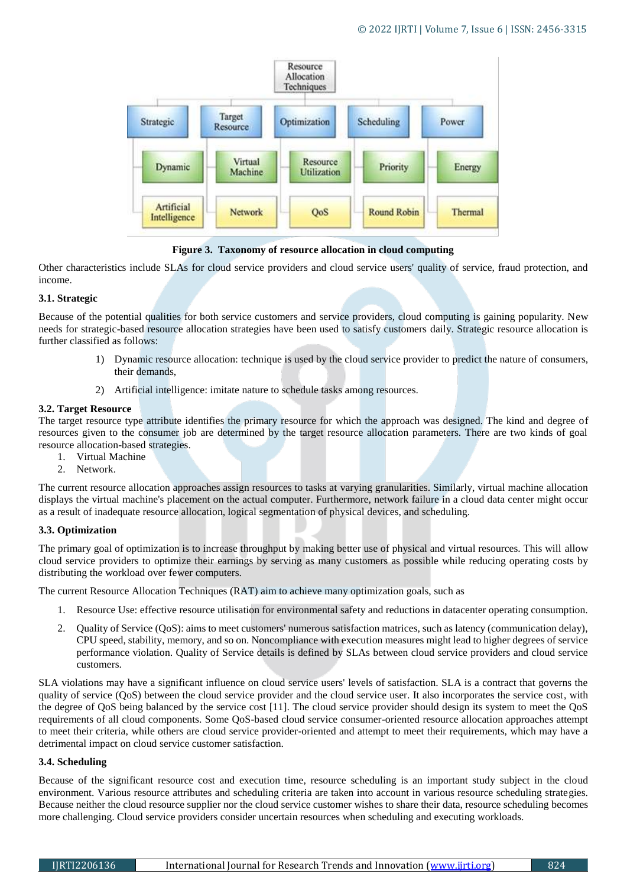**Figure 3. Taxonomy of resource allocation in cloud computing**

Other characteristics include SLAs for cloud service providers and cloud service users' quality of service, fraud protection, and income.

### 3.1. Strategic

Because of the potential qualities for both service customers and service providers, cloud computing is gaining popularity. New needs for strategic-based resource allocation strategies have been used to satisfy customers daily. Strategic resource allocation is further classified as follows:

1) Dynamic resource allocation: technique is used by the cloud service provider to predict the nature of consumers, their demands,

2) Artificial intelligence: imitate nature to schedule tasks among resources.

### 3.2. Target Resource

The target resource type attribute identifies the primary resource for which the approach was designed. The kind and degree of resources given to the consumer job are determined by the target resource allocation parameters. There are two kinds of goal resource allocation-based strategies.

1. Virtual Machine
2. Network.

The current resource allocation approaches assign resources to tasks at varying granularities. Similarly, virtual machine allocation displays the virtual machine's placement on the actual computer. Furthermore, network failure in a cloud data center might occur as a result of inadequate resource allocation, logical segmentation of physical devices, and scheduling.

### 3.3. Optimization

The primary goal of optimization is to increase throughput by making better use of physical and virtual resources. This will allow cloud service providers to optimize their earnings by serving as many customers as possible while reducing operating costs by distributing the workload over fewer computers.

The current Resource Allocation Techniques (RAT) aim to achieve many optimization goals, such as

1. Resource Use: effective resource utilisation for environmental safety and reductions in datacenter operating consumption.
2. Quality of Service (QoS): aims to meet customers' numerous satisfaction matrices, such as latency (communication delay), CPU speed, stability, memory, and so on. Noncompliance with execution measures might lead to higher degrees of service performance violation. Quality of Service details is defined by SLAs between cloud service providers and cloud service customers.

SLA violations may have a significant influence on cloud service users' levels of satisfaction. SLA is a contract that governs the quality of service (QoS) between the cloud service provider and the cloud service user. It also incorporates the service cost, with the degree of QoS being balanced by the service cost [11]. The cloud service provider should design its system to meet the QoS requirements of all cloud components. Some QoS-based cloud service consumer-oriented resource allocation approaches attempt to meet their criteria, while others are cloud service provider-oriented and attempt to meet their requirements, which may have a detrimental impact on cloud service customer satisfaction.

### 3.4. Scheduling

Because of the significant resource cost and execution time, resource scheduling is an important study subject in the cloud environment. Various resource attributes and scheduling criteria are taken into account in various resource scheduling strategies. Because neither the cloud resource supplier nor the cloud service customer wishes to share their data, resource scheduling becomes more challenging. Cloud service providers consider uncertain resources when scheduling and executing workloads.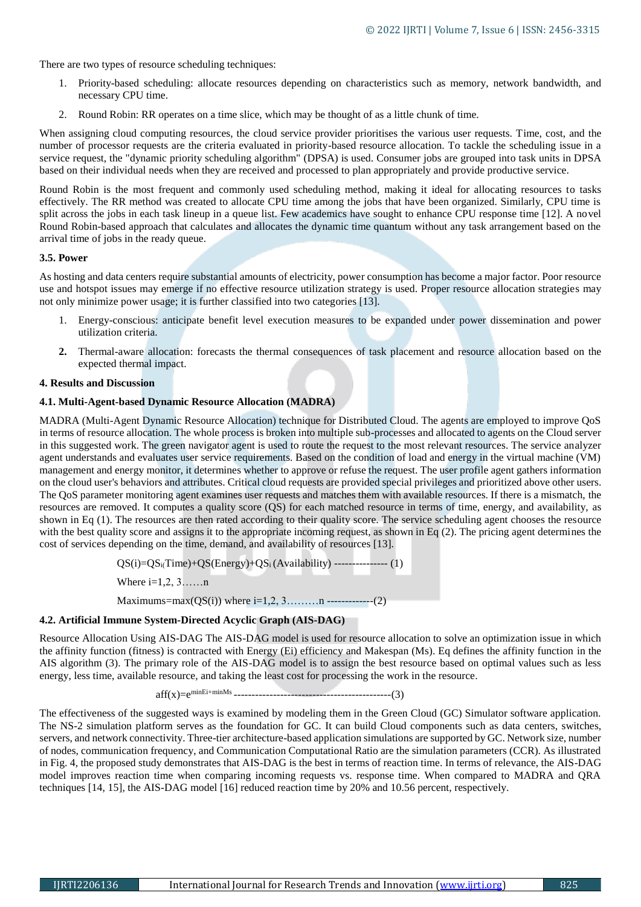There are two types of resource scheduling techniques:

1. Priority-based scheduling: allocate resources depending on characteristics such as memory, network bandwidth, and necessary CPU time.
2. Round Robin: RR operates on a time slice, which may be thought of as a little chunk of time.

When assigning cloud computing resources, the cloud service provider prioritises the various user requests. Time, cost, and the number of processor requests are the criteria evaluated in priority-based resource allocation. To tackle the scheduling issue in a service request, the "dynamic priority scheduling algorithm" (DPSA) is used. Consumer jobs are grouped into task units in DPSA based on their individual needs when they are received and processed to plan appropriately and provide productive service.

Round Robin is the most frequent and commonly used scheduling method, making it ideal for allocating resources to tasks effectively. The RR method was created to allocate CPU time among the jobs that have been organized. Similarly, CPU time is split across the jobs in each task lineup in a queue list. Few academics have sought to enhance CPU response time [12]. A novel Round Robin-based approach that calculates and allocates the dynamic time quantum without any task arrangement based on the arrival time of jobs in the ready queue.

### 3.5. Power

As hosting and data centers require substantial amounts of electricity, power consumption has become a major factor. Poor resource use and hotspot issues may emerge if no effective resource utilization strategy is used. Proper resource allocation strategies may not only minimize power usage; it is further classified into two categories [13].

1. Energy-conscious: anticipate benefit level execution measures to be expanded under power dissemination and power utilization criteria.
2. Thermal-aware allocation: forecasts the thermal consequences of task placement and resource allocation based on the expected thermal impact.

## 4. Results and Discussion

### 4.1. Multi-Agent-based Dynamic Resource Allocation (MADRA)

MADRA (Multi-Agent Dynamic Resource Allocation) technique for Distributed Cloud. The agents are employed to improve QoS in terms of resource allocation. The whole process is broken into multiple sub-processes and allocated to agents on the Cloud server in this suggested work. The green navigator agent is used to route the request to the most relevant resources. The service analyzer agent understands and evaluates user service requirements. Based on the condition of load and energy in the virtual machine (VM) management and energy monitor, it determines whether to approve or refuse the request. The user profile agent gathers information on the cloud user's behaviors and attributes. Critical cloud requests are provided special privileges and prioritized above other users. The QoS parameter monitoring agent examines user requests and matches them with available resources. If there is a mismatch, the resources are removed. It computes a quality score (QS) for each matched resource in terms of time, energy, and availability, as shown in Eq (1). The resources are then rated according to their quality score. The service scheduling agent chooses the resource with the best quality score and assigns it to the appropriate incoming request, as shown in Eq (2). The pricing agent determines the cost of services depending on the time, demand, and availability of resources [13].

$$QS(i)=QS_i(Time)+QS(Energy)+QS_i(Availability) \quad (1)$$

Where $i=1,2,3\ldots\ldots n$

$$Maximums=\max(QS(i)) \text{ where } i=1,2,3\ldots\ldots\ldots n \quad (2)$$

### 4.2. Artificial Immune System-Directed Acyclic Graph (AIS-DAG)

Resource Allocation Using AIS-DAG The AIS-DAG model is used for resource allocation to solve an optimization issue in which the affinity function (fitness) is contracted with Energy (Ei) efficiency and Makespan (Ms). Eq defines the affinity function in the AIS algorithm (3). The primary role of the AIS-DAG model is to assign the best resource based on optimal values such as less energy, less time, available resource, and taking the least cost for processing the work in the resource.

$$aff(x)=e^{\min Ei+\min Ms} \quad (3)$$

The effectiveness of the suggested ways is examined by modeling them in the Green Cloud (GC) Simulator software application. The NS-2 simulation platform serves as the foundation for GC. It can build Cloud components such as data centers, switches, servers, and network connectivity. Three-tier architecture-based application simulations are supported by GC. Network size, number of nodes, communication frequency, and Communication Computational Ratio are the simulation parameters (CCR). As illustrated in Fig. 4, the proposed study demonstrates that AIS-DAG is the best in terms of reaction time. In terms of relevance, the AIS-DAG model improves reaction time when comparing incoming requests vs. response time. When compared to MADRA and QRA techniques [14, 15], the AIS-DAG model [16] reduced reaction time by 20% and 10.56 percent, respectively.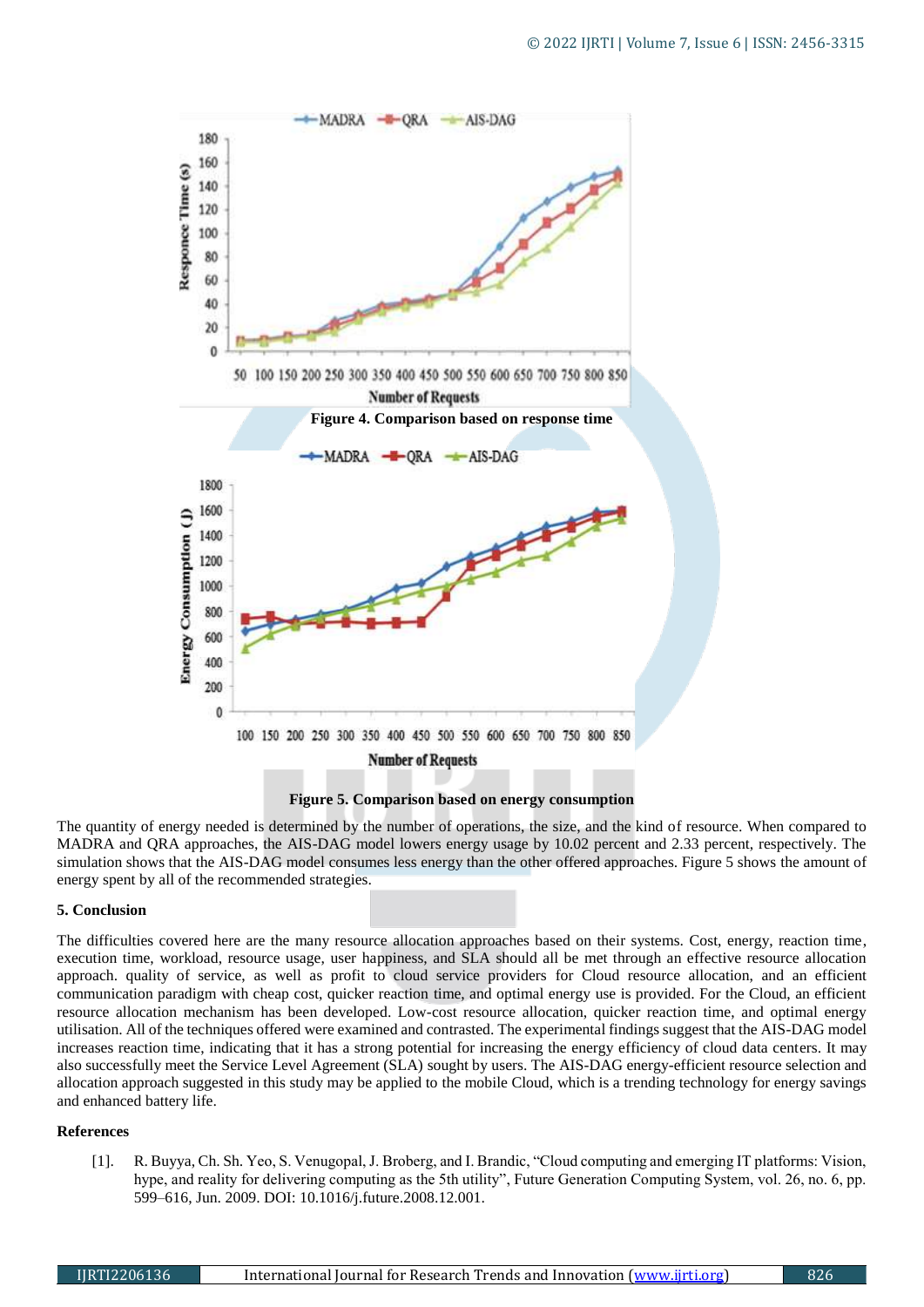Figure 4. Comparison based on response time

Figure 5. Comparison based on energy consumption

The quantity of energy needed is determined by the number of operations, the size, and the kind of resource. When compared to MADRA and QRA approaches, the AIS-DAG model lowers energy usage by 10.02 percent and 2.33 percent, respectively. The simulation shows that the AIS-DAG model consumes less energy than the other offered approaches. Figure 5 shows the amount of energy spent by all of the recommended strategies.

## 5. Conclusion

The difficulties covered here are the many resource allocation approaches based on their systems. Cost, energy, reaction time, execution time, workload, resource usage, user happiness, and SLA should all be met through an effective resource allocation approach. quality of service, as well as profit to cloud service providers for Cloud resource allocation, and an efficient communication paradigm with cheap cost, quicker reaction time, and optimal energy use is provided. For the Cloud, an efficient resource allocation mechanism has been developed. Low-cost resource allocation, quicker reaction time, and optimal energy utilisation. All of the techniques offered were examined and contrasted. The experimental findings suggest that the AIS-DAG model increases reaction time, indicating that it has a strong potential for increasing the energy efficiency of cloud data centers. It may also successfully meet the Service Level Agreement (SLA) sought by users. The AIS-DAG energy-efficient resource selection and allocation approach suggested in this study may be applied to the mobile Cloud, which is a trending technology for energy savings and enhanced battery life.

## References

[1]. R. Buyya, Ch. Sh. Yeo, S. Venugopal, J. Broberg, and I. Brandic, "Cloud computing and emerging IT platforms: Vision, hype, and reality for delivering computing as the 5th utility", Future Generation Computing System, vol. 26, no. 6, pp. 599–616, Jun. 2009. DOI: 10.1016/j.future.2008.12.001.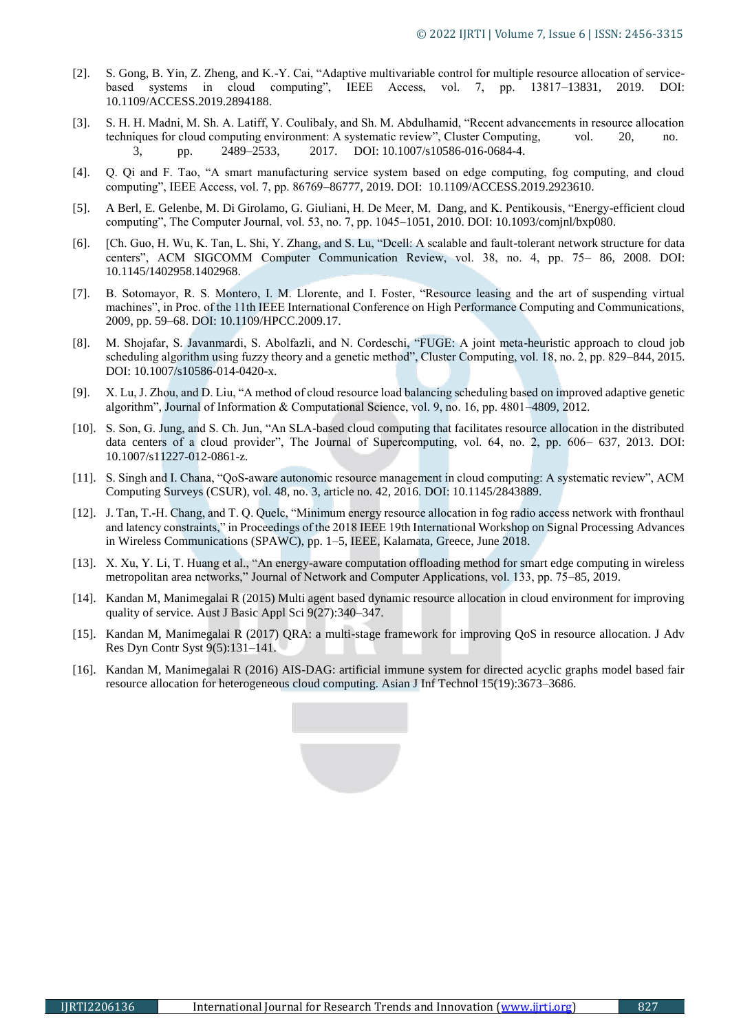[2]. S. Gong, B. Yin, Z. Zheng, and K.-Y. Cai, "Adaptive multivariable control for multiple resource allocation of service-based systems in cloud computing", IEEE Access, vol. 7, pp. 13817–13831, 2019. DOI: 10.1109/ACCESS.2019.2894188.

[3]. S. H. H. Madni, M. Sh. A. Latiff, Y. Coulibaly, and Sh. M. Abdulhamid, "Recent advancements in resource allocation techniques for cloud computing environment: A systematic review", Cluster Computing, vol. 20, no. 3, pp. 2489–2533, 2017. DOI: 10.1007/s10586-016-0684-4.

[4]. Q. Qi and F. Tao, "A smart manufacturing service system based on edge computing, fog computing, and cloud computing", IEEE Access, vol. 7, pp. 86769–86777, 2019. DOI: 10.1109/ACCESS.2019.2923610.

[5]. A Berl, E. Gelenbe, M. Di Girolamo, G. Giuliani, H. De Meer, M. Dang, and K. Pentikousis, "Energy-efficient cloud computing", The Computer Journal, vol. 53, no. 7, pp. 1045–1051, 2010. DOI: 10.1093/comjnl/bxp080.

[6]. [Ch. Guo, H. Wu, K. Tan, L. Shi, Y. Zhang, and S. Lu, "Dcell: A scalable and fault-tolerant network structure for data centers", ACM SIGCOMM Computer Communication Review, vol. 38, no. 4, pp. 75– 86, 2008. DOI: 10.1145/1402958.1402968.

[7]. B. Sotomayor, R. S. Montero, I. M. Llorente, and I. Foster, "Resource leasing and the art of suspending virtual machines", in Proc. of the 11th IEEE International Conference on High Performance Computing and Communications, 2009, pp. 59–68. DOI: 10.1109/HPCC.2009.17.

[8]. M. Shojafar, S. Javanmardi, S. Abolfazli, and N. Cordeschi, "FUGE: A joint meta-heuristic approach to cloud job scheduling algorithm using fuzzy theory and a genetic method", Cluster Computing, vol. 18, no. 2, pp. 829–844, 2015. DOI: 10.1007/s10586-014-0420-x.

[9]. X. Lu, J. Zhou, and D. Liu, "A method of cloud resource load balancing scheduling based on improved adaptive genetic algorithm", Journal of Information & Computational Science, vol. 9, no. 16, pp. 4801–4809, 2012.

[10]. S. Son, G. Jung, and S. Ch. Jun, "An SLA-based cloud computing that facilitates resource allocation in the distributed data centers of a cloud provider", The Journal of Supercomputing, vol. 64, no. 2, pp. 606– 637, 2013. DOI: 10.1007/s11227-012-0861-z.

[11]. S. Singh and I. Chana, "QoS-aware autonomic resource management in cloud computing: A systematic review", ACM Computing Surveys (CSUR), vol. 48, no. 3, article no. 42, 2016. DOI: 10.1145/2843889.

[12]. J. Tan, T.-H. Chang, and T. Q. Quelc, "Minimum energy resource allocation in fog radio access network with fronthaul and latency constraints," in Proceedings of the 2018 IEEE 19th International Workshop on Signal Processing Advances in Wireless Communications (SPAWC), pp. 1–5, IEEE, Kalamata, Greece, June 2018.

[13]. X. Xu, Y. Li, T. Huang et al., "An energy-aware computation offloading method for smart edge computing in wireless metropolitan area networks," Journal of Network and Computer Applications, vol. 133, pp. 75–85, 2019.

[14]. Kandan M, Manimegalai R (2015) Multi agent based dynamic resource allocation in cloud environment for improving quality of service. Aust J Basic Appl Sci 9(27):340–347.

[15]. Kandan M, Manimegalai R (2017) QRA: a multi-stage framework for improving QoS in resource allocation. J Adv Res Dyn Contr Syst 9(5):131–141.

[16]. Kandan M, Manimegalai R (2016) AIS-DAG: artificial immune system for directed acyclic graphs model based fair resource allocation for heterogeneous cloud computing. Asian J Inf Technol 15(19):3673–3686.